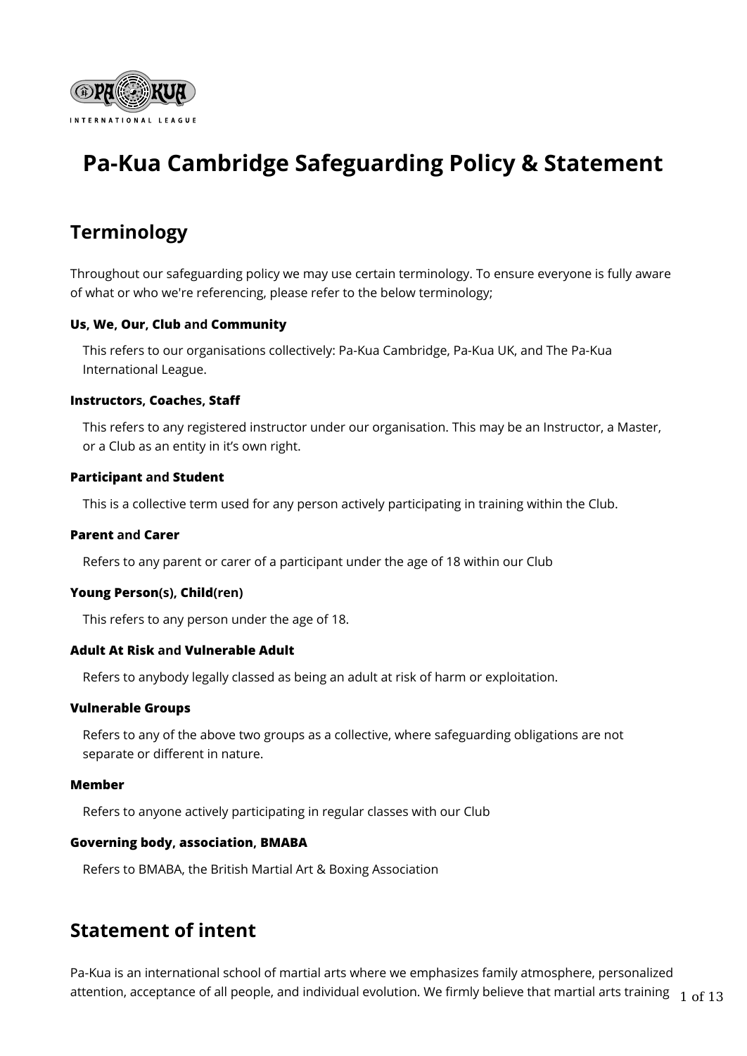# Pa-Kua Cambridge Safeguarding Policy & Statement

## Terminology

Throughout our safeguarding policy we may use certain terminology. To ensure everyone is fully aware of what or who we're referencing, please refer to the below terminology;

**Us, We, Our, Club and Community**

This refers to our organisations collectively: Pa-Kua Cambridge, Pa-Kua UK, and The Pa-Kua International League.

**Instructors, Coaches, Staff**

This refers to any registered instructor under our organisation. This may be an Instructor, a Master, or a Club as an entity in it's own right.

**Participant and Student**

This is a collective term used for any person actively participating in training within the Club.

**Parent and Carer**

Refers to any parent or carer of a participant under the age of 18 within our Club

**Young Person(s), Child(ren)**

This refers to any person under the age of 18.

**Adult At Risk and Vulnerable Adult**

Refers to anybody legally classed as being an adult at risk of harm or exploitation.

**Vulnerable Groups**

Refers to any of the above two groups as a collective, where safeguarding obligations are not separate or different in nature.

**Member**

Refers to anyone actively participating in regular classes with our Club

**Governing body, association, BMABA**

Refers to BMABA, the British Martial Art & Boxing Association

## Statement of intent

Pa-Kua is an international school of martial arts where we emphasizes family atmosphere, personalized attention, acceptance of all people, and individual evolution. We firmly believe that martial arts training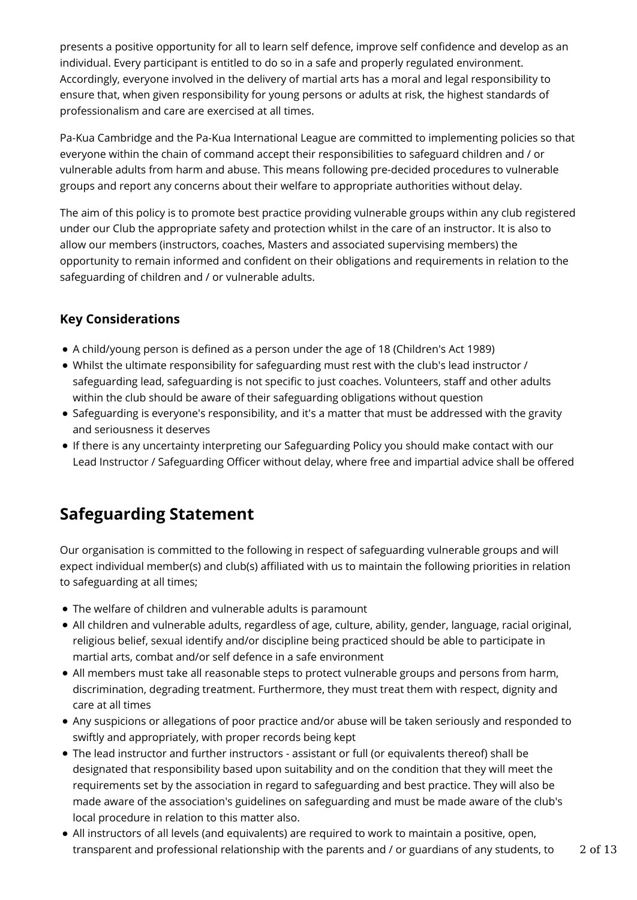presents a positive opportunity for all to learn self defence, improve self confidence and develop as an individual. Every participant is entitled to do so in a safe and properly regulated environment. Accordingly, everyone involved in the delivery of martial arts has a moral and legal responsibility to ensure that, when given responsibility for young persons or adults at risk, the highest standards of professionalism and care are exercised at all times.

Pa-Kua Cambridge and the Pa-Kua International League are committed to implementing policies so that everyone within the chain of command accept their responsibilities to safeguard children and / or vulnerable adults from harm and abuse. This means following pre-decided procedures to vulnerable groups and report any concerns about their welfare to appropriate authorities without delay.

The aim of this policy is to promote best practice providing vulnerable groups within any club registered under our Club the appropriate safety and protection whilst in the care of an instructor. It is also to allow our members (instructors, coaches, Masters and associated supervising members) the opportunity to remain informed and confident on their obligations and requirements in relation to the safeguarding of children and / or vulnerable adults.

### Key Considerations

- A child/young person is defined as a person under the age of 18 (Children's Act 1989)
- Whilst the ultimate responsibility for safeguarding must rest with the club's lead instructor / safeguarding lead, safeguarding is not specific to just coaches. Volunteers, staff and other adults within the club should be aware of their safeguarding obligations without question
- Safeguarding is everyone's responsibility, and it's a matter that must be addressed with the gravity and seriousness it deserves
- If there is any uncertainty interpreting our Safeguarding Policy you should make contact with our Lead Instructor / Safeguarding Officer without delay, where free and impartial advice shall be offered

## Safeguarding Statement

Our organisation is committed to the following in respect of safeguarding vulnerable groups and will expect individual member(s) and club(s) affiliated with us to maintain the following priorities in relation to safeguarding at all times;

- The welfare of children and vulnerable adults is paramount
- All children and vulnerable adults, regardless of age, culture, ability, gender, language, racial original, religious belief, sexual identify and/or discipline being practiced should be able to participate in martial arts, combat and/or self defence in a safe environment
- All members must take all reasonable steps to protect vulnerable groups and persons from harm, discrimination, degrading treatment. Furthermore, they must treat them with respect, dignity and care at all times
- Any suspicions or allegations of poor practice and/or abuse will be taken seriously and responded to swiftly and appropriately, with proper records being kept
- The lead instructor and further instructors - assistant or full (or equivalents thereof) shall be designated that responsibility based upon suitability and on the condition that they will meet the requirements set by the association in regard to safeguarding and best practice. They will also be made aware of the association's guidelines on safeguarding and must be made aware of the club's local procedure in relation to this matter also.
- All instructors of all levels (and equivalents) are required to work to maintain a positive, open, transparent and professional relationship with the parents and / or guardians of any students, to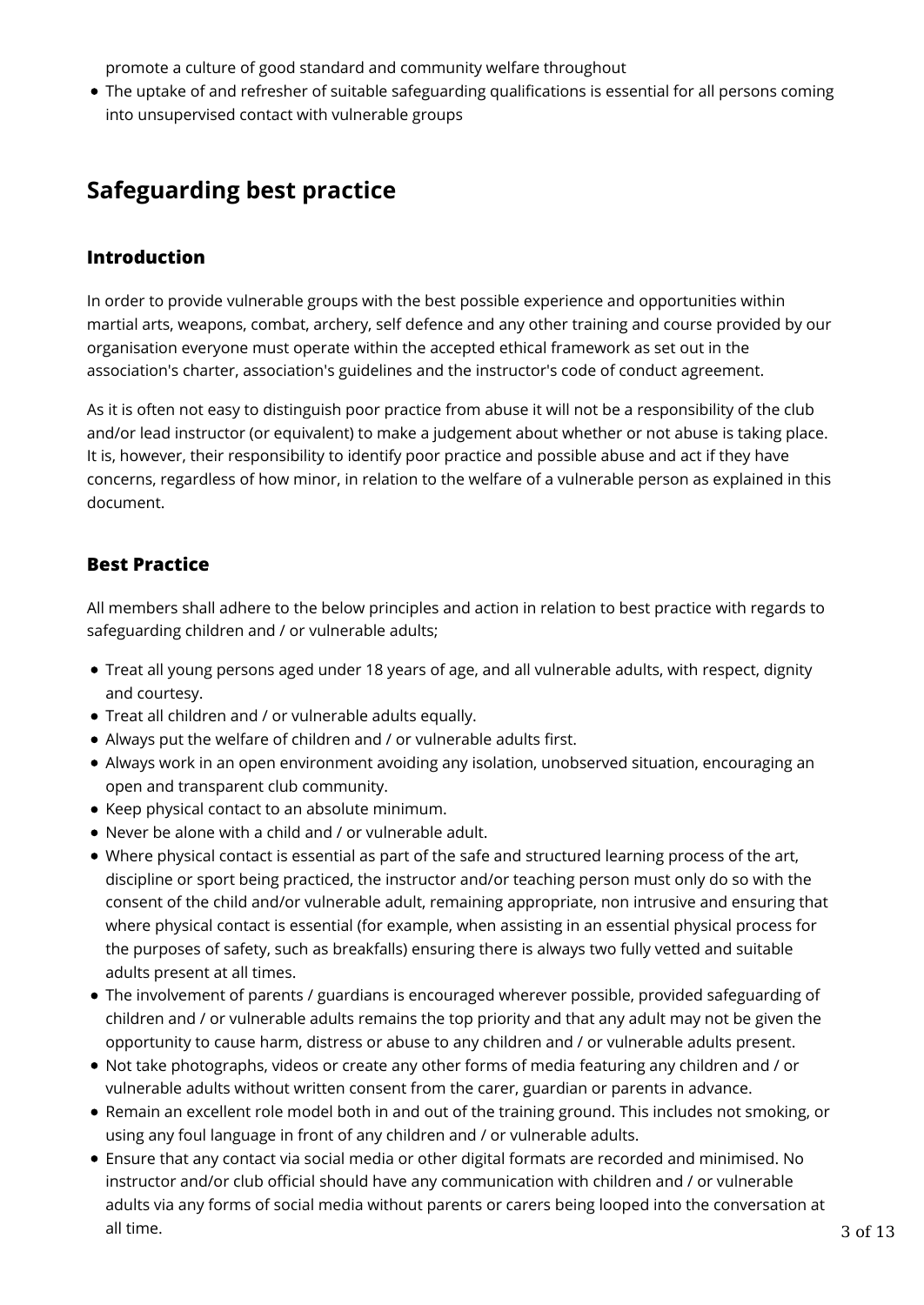promote a culture of good standard and community welfare throughout

- The uptake of and refresher of suitable safeguarding qualifications is essential for all persons coming into unsupervised contact with vulnerable groups

## Safeguarding best practice

### Introduction

In order to provide vulnerable groups with the best possible experience and opportunities within martial arts, weapons, combat, archery, self defence and any other training and course provided by our organisation everyone must operate within the accepted ethical framework as set out in the association's charter, association's guidelines and the instructor's code of conduct agreement.

As it is often not easy to distinguish poor practice from abuse it will not be a responsibility of the club and/or lead instructor (or equivalent) to make a judgement about whether or not abuse is taking place. It is, however, their responsibility to identify poor practice and possible abuse and act if they have concerns, regardless of how minor, in relation to the welfare of a vulnerable person as explained in this document.

### Best Practice

All members shall adhere to the below principles and action in relation to best practice with regards to safeguarding children and / or vulnerable adults;

- Treat all young persons aged under 18 years of age, and all vulnerable adults, with respect, dignity and courtesy.
- Treat all children and / or vulnerable adults equally.
- Always put the welfare of children and / or vulnerable adults first.
- Always work in an open environment avoiding any isolation, unobserved situation, encouraging an open and transparent club community.
- Keep physical contact to an absolute minimum.
- Never be alone with a child and / or vulnerable adult.
- Where physical contact is essential as part of the safe and structured learning process of the art, discipline or sport being practiced, the instructor and/or teaching person must only do so with the consent of the child and/or vulnerable adult, remaining appropriate, non intrusive and ensuring that where physical contact is essential (for example, when assisting in an essential physical process for the purposes of safety, such as breakfalls) ensuring there is always two fully vetted and suitable adults present at all times.
- The involvement of parents / guardians is encouraged wherever possible, provided safeguarding of children and / or vulnerable adults remains the top priority and that any adult may not be given the opportunity to cause harm, distress or abuse to any children and / or vulnerable adults present.
- Not take photographs, videos or create any other forms of media featuring any children and / or vulnerable adults without written consent from the carer, guardian or parents in advance.
- Remain an excellent role model both in and out of the training ground. This includes not smoking, or using any foul language in front of any children and / or vulnerable adults.
- Ensure that any contact via social media or other digital formats are recorded and minimised. No instructor and/or club official should have any communication with children and / or vulnerable adults via any forms of social media without parents or carers being looped into the conversation at all time.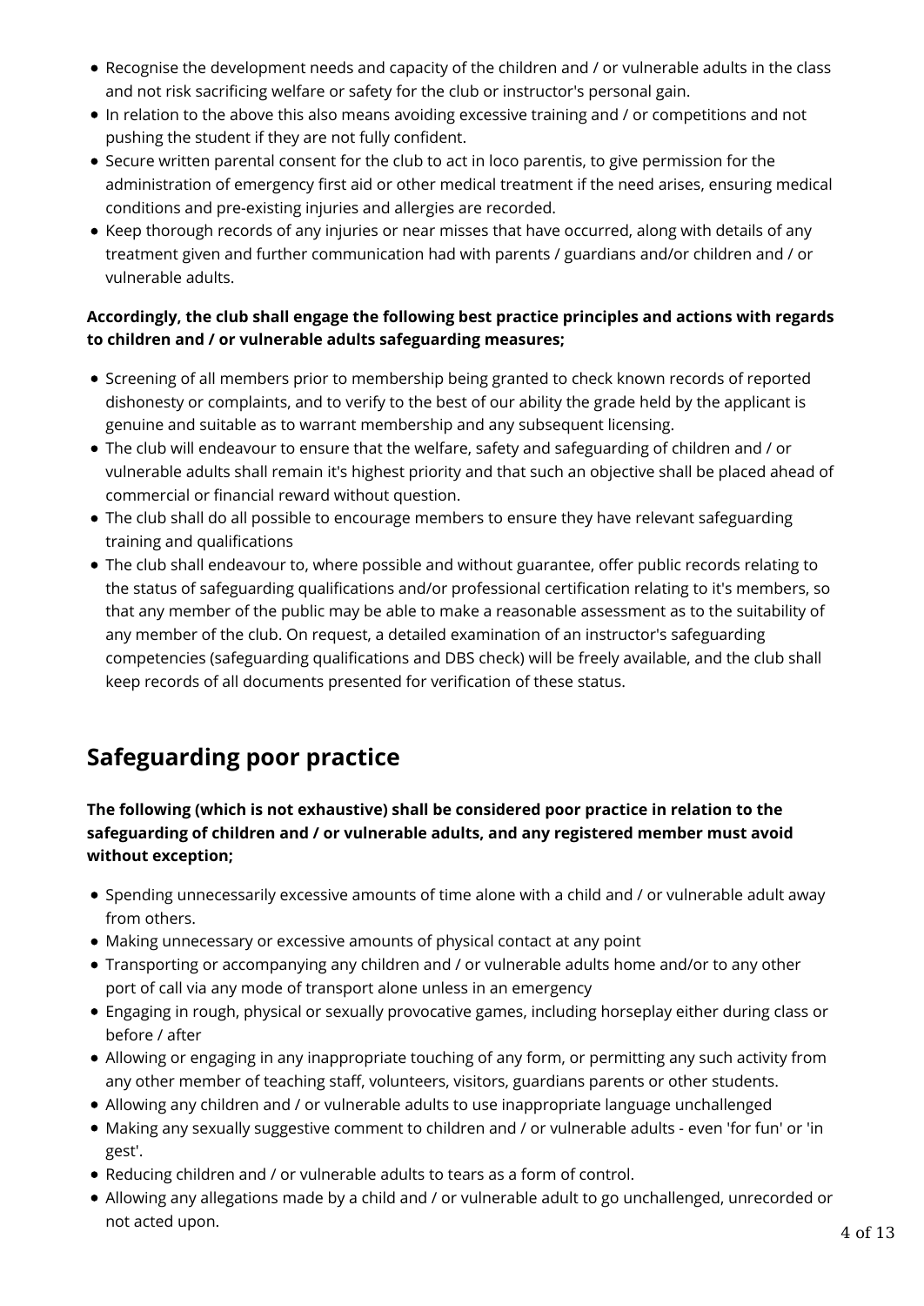- Recognise the development needs and capacity of the children and / or vulnerable adults in the class and not risk sacrificing welfare or safety for the club or instructor's personal gain.
- In relation to the above this also means avoiding excessive training and / or competitions and not pushing the student if they are not fully confident.
- Secure written parental consent for the club to act in loco parentis, to give permission for the administration of emergency first aid or other medical treatment if the need arises, ensuring medical conditions and pre-existing injuries and allergies are recorded.
- Keep thorough records of any injuries or near misses that have occurred, along with details of any treatment given and further communication had with parents / guardians and/or children and / or vulnerable adults.

**Accordingly, the club shall engage the following best practice principles and actions with regards to children and / or vulnerable adults safeguarding measures;**

- Screening of all members prior to membership being granted to check known records of reported dishonesty or complaints, and to verify to the best of our ability the grade held by the applicant is genuine and suitable as to warrant membership and any subsequent licensing.
- The club will endeavour to ensure that the welfare, safety and safeguarding of children and / or vulnerable adults shall remain it's highest priority and that such an objective shall be placed ahead of commercial or financial reward without question.
- The club shall do all possible to encourage members to ensure they have relevant safeguarding training and qualifications
- The club shall endeavour to, where possible and without guarantee, offer public records relating to the status of safeguarding qualifications and/or professional certification relating to it's members, so that any member of the public may be able to make a reasonable assessment as to the suitability of any member of the club. On request, a detailed examination of an instructor's safeguarding competencies (safeguarding qualifications and DBS check) will be freely available, and the club shall keep records of all documents presented for verification of these status.

## Safeguarding poor practice

**The following (which is not exhaustive) shall be considered poor practice in relation to the safeguarding of children and / or vulnerable adults, and any registered member must avoid without exception;**

- Spending unnecessarily excessive amounts of time alone with a child and / or vulnerable adult away from others.
- Making unnecessary or excessive amounts of physical contact at any point
- Transporting or accompanying any children and / or vulnerable adults home and/or to any other port of call via any mode of transport alone unless in an emergency
- Engaging in rough, physical or sexually provocative games, including horseplay either during class or before / after
- Allowing or engaging in any inappropriate touching of any form, or permitting any such activity from any other member of teaching staff, volunteers, visitors, guardians parents or other students.
- Allowing any children and / or vulnerable adults to use inappropriate language unchallenged
- Making any sexually suggestive comment to children and / or vulnerable adults - even 'for fun' or 'in gest'.
- Reducing children and / or vulnerable adults to tears as a form of control.
- Allowing any allegations made by a child and / or vulnerable adult to go unchallenged, unrecorded or not acted upon.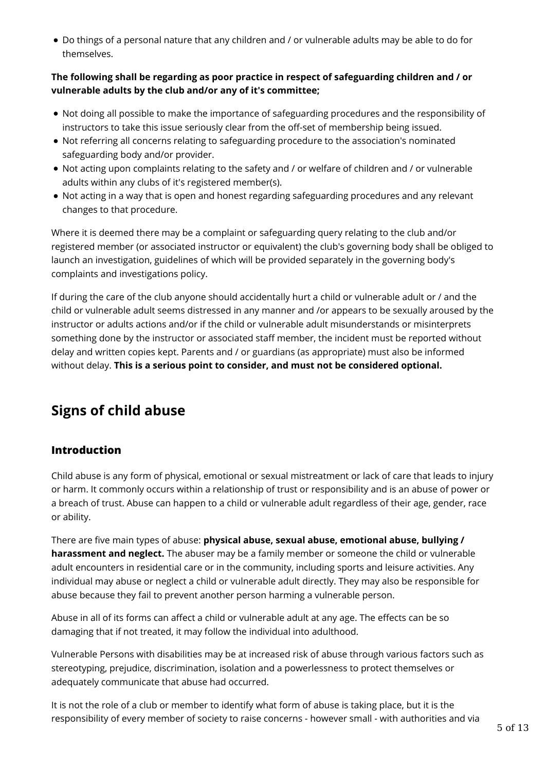- Do things of a personal nature that any children and / or vulnerable adults may be able to do for themselves.

**The following shall be regarding as poor practice in respect of safeguarding children and / or vulnerable adults by the club and/or any of it's committee;**

- Not doing all possible to make the importance of safeguarding procedures and the responsibility of instructors to take this issue seriously clear from the off-set of membership being issued.
- Not referring all concerns relating to safeguarding procedure to the association's nominated safeguarding body and/or provider.
- Not acting upon complaints relating to the safety and / or welfare of children and / or vulnerable adults within any clubs of it's registered member(s).
- Not acting in a way that is open and honest regarding safeguarding procedures and any relevant changes to that procedure.

Where it is deemed there may be a complaint or safeguarding query relating to the club and/or registered member (or associated instructor or equivalent) the club's governing body shall be obliged to launch an investigation, guidelines of which will be provided separately in the governing body's complaints and investigations policy.

If during the care of the club anyone should accidentally hurt a child or vulnerable adult or / and the child or vulnerable adult seems distressed in any manner and /or appears to be sexually aroused by the instructor or adults actions and/or if the child or vulnerable adult misunderstands or misinterprets something done by the instructor or associated staff member, the incident must be reported without delay and written copies kept. Parents and / or guardians (as appropriate) must also be informed without delay. **This is a serious point to consider, and must not be considered optional.**

## Signs of child abuse

### Introduction

Child abuse is any form of physical, emotional or sexual mistreatment or lack of care that leads to injury or harm. It commonly occurs within a relationship of trust or responsibility and is an abuse of power or a breach of trust. Abuse can happen to a child or vulnerable adult regardless of their age, gender, race or ability.

There are five main types of abuse: **physical abuse, sexual abuse, emotional abuse, bullying / harassment and neglect.** The abuser may be a family member or someone the child or vulnerable adult encounters in residential care or in the community, including sports and leisure activities. Any individual may abuse or neglect a child or vulnerable adult directly. They may also be responsible for abuse because they fail to prevent another person harming a vulnerable person.

Abuse in all of its forms can affect a child or vulnerable adult at any age. The effects can be so damaging that if not treated, it may follow the individual into adulthood.

Vulnerable Persons with disabilities may be at increased risk of abuse through various factors such as stereotyping, prejudice, discrimination, isolation and a powerlessness to protect themselves or adequately communicate that abuse had occurred.

It is not the role of a club or member to identify what form of abuse is taking place, but it is the responsibility of every member of society to raise concerns - however small - with authorities and via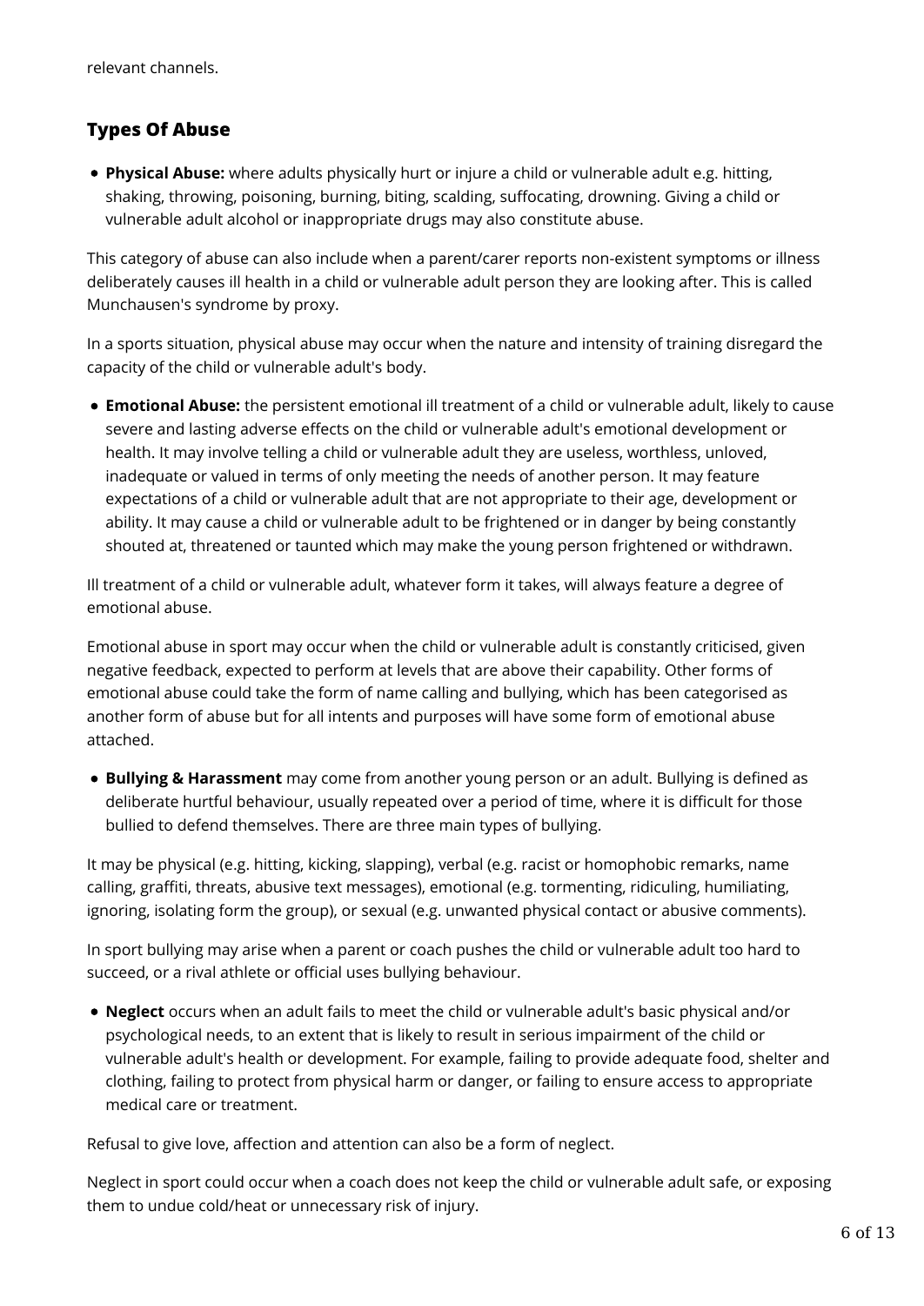relevant channels.

## Types Of Abuse

- **Physical Abuse:** where adults physically hurt or injure a child or vulnerable adult e.g. hitting, shaking, throwing, poisoning, burning, biting, scalding, suffocating, drowning. Giving a child or vulnerable adult alcohol or inappropriate drugs may also constitute abuse.

This category of abuse can also include when a parent/carer reports non-existent symptoms or illness deliberately causes ill health in a child or vulnerable adult person they are looking after. This is called Munchausen's syndrome by proxy.

In a sports situation, physical abuse may occur when the nature and intensity of training disregard the capacity of the child or vulnerable adult's body.

- **Emotional Abuse:** the persistent emotional ill treatment of a child or vulnerable adult, likely to cause severe and lasting adverse effects on the child or vulnerable adult's emotional development or health. It may involve telling a child or vulnerable adult they are useless, worthless, unloved, inadequate or valued in terms of only meeting the needs of another person. It may feature expectations of a child or vulnerable adult that are not appropriate to their age, development or ability. It may cause a child or vulnerable adult to be frightened or in danger by being constantly shouted at, threatened or taunted which may make the young person frightened or withdrawn.

Ill treatment of a child or vulnerable adult, whatever form it takes, will always feature a degree of emotional abuse.

Emotional abuse in sport may occur when the child or vulnerable adult is constantly criticised, given negative feedback, expected to perform at levels that are above their capability. Other forms of emotional abuse could take the form of name calling and bullying, which has been categorised as another form of abuse but for all intents and purposes will have some form of emotional abuse attached.

- **Bullying & Harassment** may come from another young person or an adult. Bullying is defined as deliberate hurtful behaviour, usually repeated over a period of time, where it is difficult for those bullied to defend themselves. There are three main types of bullying.

It may be physical (e.g. hitting, kicking, slapping), verbal (e.g. racist or homophobic remarks, name calling, graffiti, threats, abusive text messages), emotional (e.g. tormenting, ridiculing, humiliating, ignoring, isolating form the group), or sexual (e.g. unwanted physical contact or abusive comments).

In sport bullying may arise when a parent or coach pushes the child or vulnerable adult too hard to succeed, or a rival athlete or official uses bullying behaviour.

- **Neglect** occurs when an adult fails to meet the child or vulnerable adult's basic physical and/or psychological needs, to an extent that is likely to result in serious impairment of the child or vulnerable adult's health or development. For example, failing to provide adequate food, shelter and clothing, failing to protect from physical harm or danger, or failing to ensure access to appropriate medical care or treatment.

Refusal to give love, affection and attention can also be a form of neglect.

Neglect in sport could occur when a coach does not keep the child or vulnerable adult safe, or exposing them to undue cold/heat or unnecessary risk of injury.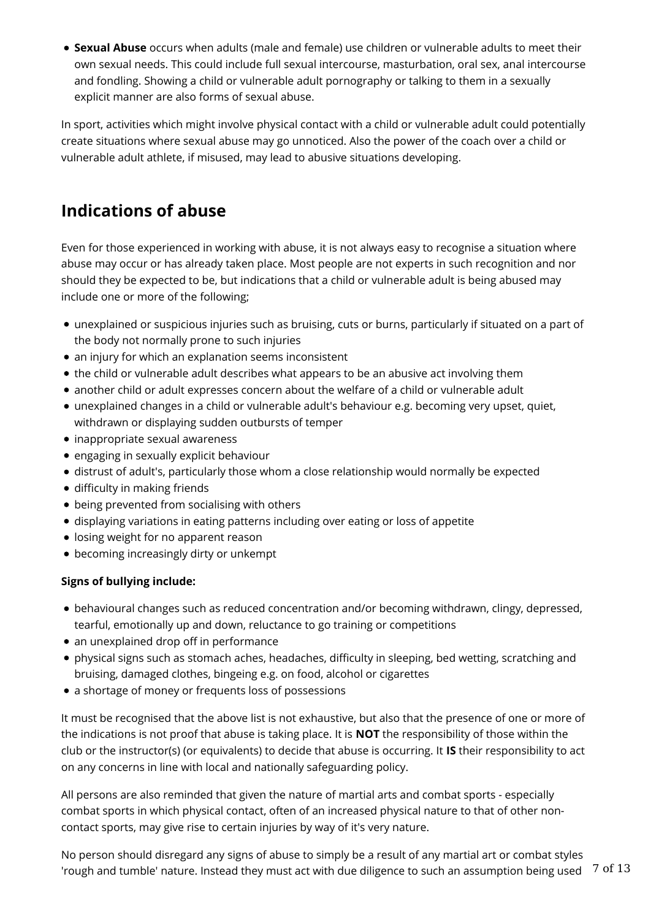- **Sexual Abuse** occurs when adults (male and female) use children or vulnerable adults to meet their own sexual needs. This could include full sexual intercourse, masturbation, oral sex, anal intercourse and fondling. Showing a child or vulnerable adult pornography or talking to them in a sexually explicit manner are also forms of sexual abuse.

In sport, activities which might involve physical contact with a child or vulnerable adult could potentially create situations where sexual abuse may go unnoticed. Also the power of the coach over a child or vulnerable adult athlete, if misused, may lead to abusive situations developing.

## Indications of abuse

Even for those experienced in working with abuse, it is not always easy to recognise a situation where abuse may occur or has already taken place. Most people are not experts in such recognition and nor should they be expected to be, but indications that a child or vulnerable adult is being abused may include one or more of the following;

- unexplained or suspicious injuries such as bruising, cuts or burns, particularly if situated on a part of the body not normally prone to such injuries
- an injury for which an explanation seems inconsistent
- the child or vulnerable adult describes what appears to be an abusive act involving them
- another child or adult expresses concern about the welfare of a child or vulnerable adult
- unexplained changes in a child or vulnerable adult's behaviour e.g. becoming very upset, quiet, withdrawn or displaying sudden outbursts of temper
- inappropriate sexual awareness
- engaging in sexually explicit behaviour
- distrust of adult's, particularly those whom a close relationship would normally be expected
- difficulty in making friends
- being prevented from socialising with others
- displaying variations in eating patterns including over eating or loss of appetite
- losing weight for no apparent reason
- becoming increasingly dirty or unkempt

**Signs of bullying include:**

- behavioural changes such as reduced concentration and/or becoming withdrawn, clingy, depressed, tearful, emotionally up and down, reluctance to go training or competitions
- an unexplained drop off in performance
- physical signs such as stomach aches, headaches, difficulty in sleeping, bed wetting, scratching and bruising, damaged clothes, bingeing e.g. on food, alcohol or cigarettes
- a shortage of money or frequents loss of possessions

It must be recognised that the above list is not exhaustive, but also that the presence of one or more of the indications is not proof that abuse is taking place. It is **NOT** the responsibility of those within the club or the instructor(s) (or equivalents) to decide that abuse is occurring. It **IS** their responsibility to act on any concerns in line with local and nationally safeguarding policy.

All persons are also reminded that given the nature of martial arts and combat sports - especially combat sports in which physical contact, often of an increased physical nature to that of other non-contact sports, may give rise to certain injuries by way of it's very nature.

No person should disregard any signs of abuse to simply be a result of any martial art or combat styles 'rough and tumble' nature. Instead they must act with due diligence to such an assumption being used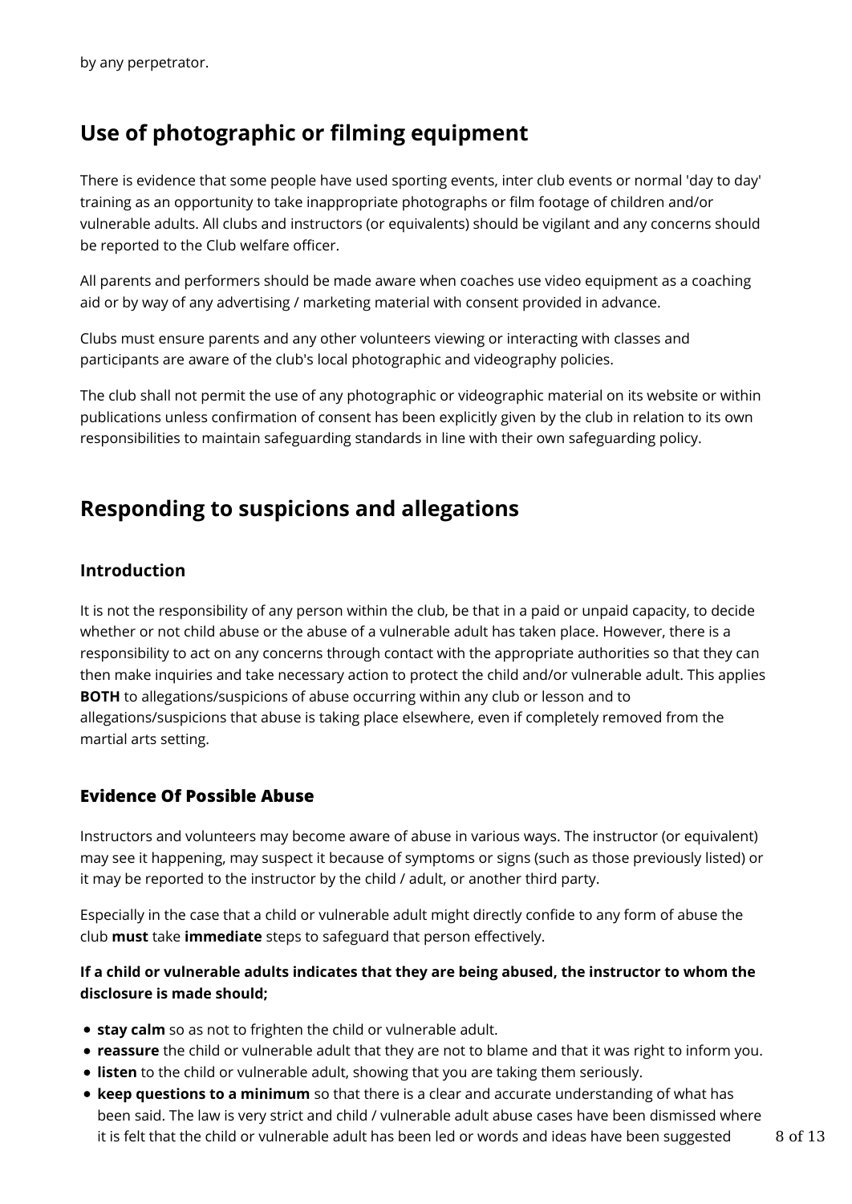by any perpetrator.

## Use of photographic or filming equipment

There is evidence that some people have used sporting events, inter club events or normal 'day to day' training as an opportunity to take inappropriate photographs or film footage of children and/or vulnerable adults. All clubs and instructors (or equivalents) should be vigilant and any concerns should be reported to the Club welfare officer.

All parents and performers should be made aware when coaches use video equipment as a coaching aid or by way of any advertising / marketing material with consent provided in advance.

Clubs must ensure parents and any other volunteers viewing or interacting with classes and participants are aware of the club's local photographic and videography policies.

The club shall not permit the use of any photographic or videographic material on its website or within publications unless confirmation of consent has been explicitly given by the club in relation to its own responsibilities to maintain safeguarding standards in line with their own safeguarding policy.

## Responding to suspicions and allegations

### Introduction

It is not the responsibility of any person within the club, be that in a paid or unpaid capacity, to decide whether or not child abuse or the abuse of a vulnerable adult has taken place. However, there is a responsibility to act on any concerns through contact with the appropriate authorities so that they can then make inquiries and take necessary action to protect the child and/or vulnerable adult. This applies **BOTH** to allegations/suspicions of abuse occurring within any club or lesson and to allegations/suspicions that abuse is taking place elsewhere, even if completely removed from the martial arts setting.

### Evidence Of Possible Abuse

Instructors and volunteers may become aware of abuse in various ways. The instructor (or equivalent) may see it happening, may suspect it because of symptoms or signs (such as those previously listed) or it may be reported to the instructor by the child / adult, or another third party.

Especially in the case that a child or vulnerable adult might directly confide to any form of abuse the club **must** take **immediate** steps to safeguard that person effectively.

**If a child or vulnerable adults indicates that they are being abused, the instructor to whom the disclosure is made should;**

- **stay calm** so as not to frighten the child or vulnerable adult.
- **reassure** the child or vulnerable adult that they are not to blame and that it was right to inform you.
- **listen** to the child or vulnerable adult, showing that you are taking them seriously.
- **keep questions to a minimum** so that there is a clear and accurate understanding of what has been said. The law is very strict and child / vulnerable adult abuse cases have been dismissed where it is felt that the child or vulnerable adult has been led or words and ideas have been suggested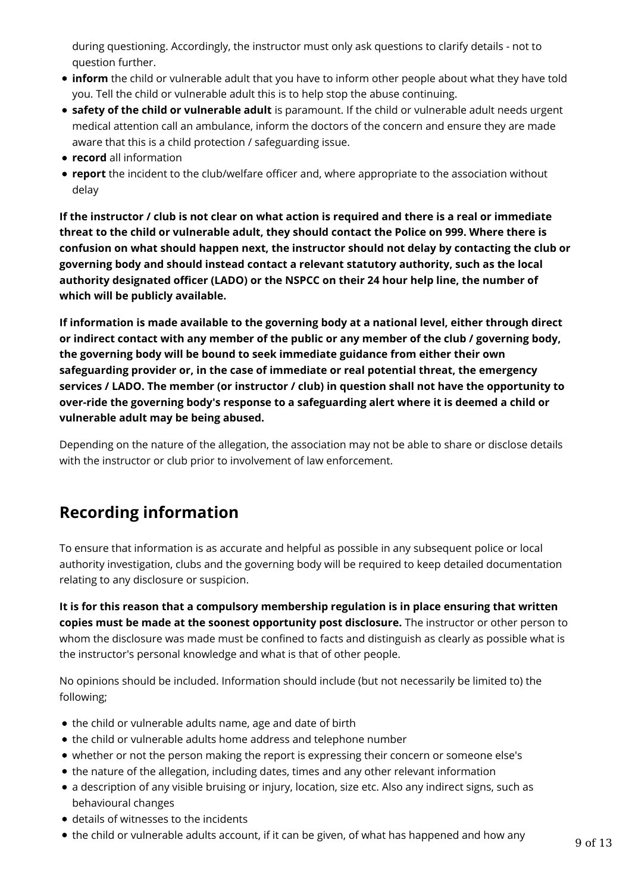during questioning. Accordingly, the instructor must only ask questions to clarify details - not to question further.

- **inform** the child or vulnerable adult that you have to inform other people about what they have told you. Tell the child or vulnerable adult this is to help stop the abuse continuing.
- **safety of the child or vulnerable adult** is paramount. If the child or vulnerable adult needs urgent medical attention call an ambulance, inform the doctors of the concern and ensure they are made aware that this is a child protection / safeguarding issue.
- **record** all information
- **report** the incident to the club/welfare officer and, where appropriate to the association without delay

**If the instructor / club is not clear on what action is required and there is a real or immediate threat to the child or vulnerable adult, they should contact the Police on 999. Where there is confusion on what should happen next, the instructor should not delay by contacting the club or governing body and should instead contact a relevant statutory authority, such as the local authority designated officer (LADO) or the NSPCC on their 24 hour help line, the number of which will be publicly available.**

**If information is made available to the governing body at a national level, either through direct or indirect contact with any member of the public or any member of the club / governing body, the governing body will be bound to seek immediate guidance from either their own safeguarding provider or, in the case of immediate or real potential threat, the emergency services / LADO. The member (or instructor / club) in question shall not have the opportunity to over-ride the governing body's response to a safeguarding alert where it is deemed a child or vulnerable adult may be being abused.**

Depending on the nature of the allegation, the association may not be able to share or disclose details with the instructor or club prior to involvement of law enforcement.

## Recording information

To ensure that information is as accurate and helpful as possible in any subsequent police or local authority investigation, clubs and the governing body will be required to keep detailed documentation relating to any disclosure or suspicion.

**It is for this reason that a compulsory membership regulation is in place ensuring that written copies must be made at the soonest opportunity post disclosure.** The instructor or other person to whom the disclosure was made must be confined to facts and distinguish as clearly as possible what is the instructor's personal knowledge and what is that of other people.

No opinions should be included. Information should include (but not necessarily be limited to) the following;

- the child or vulnerable adults name, age and date of birth
- the child or vulnerable adults home address and telephone number
- whether or not the person making the report is expressing their concern or someone else's
- the nature of the allegation, including dates, times and any other relevant information
- a description of any visible bruising or injury, location, size etc. Also any indirect signs, such as behavioural changes
- details of witnesses to the incidents
- the child or vulnerable adults account, if it can be given, of what has happened and how any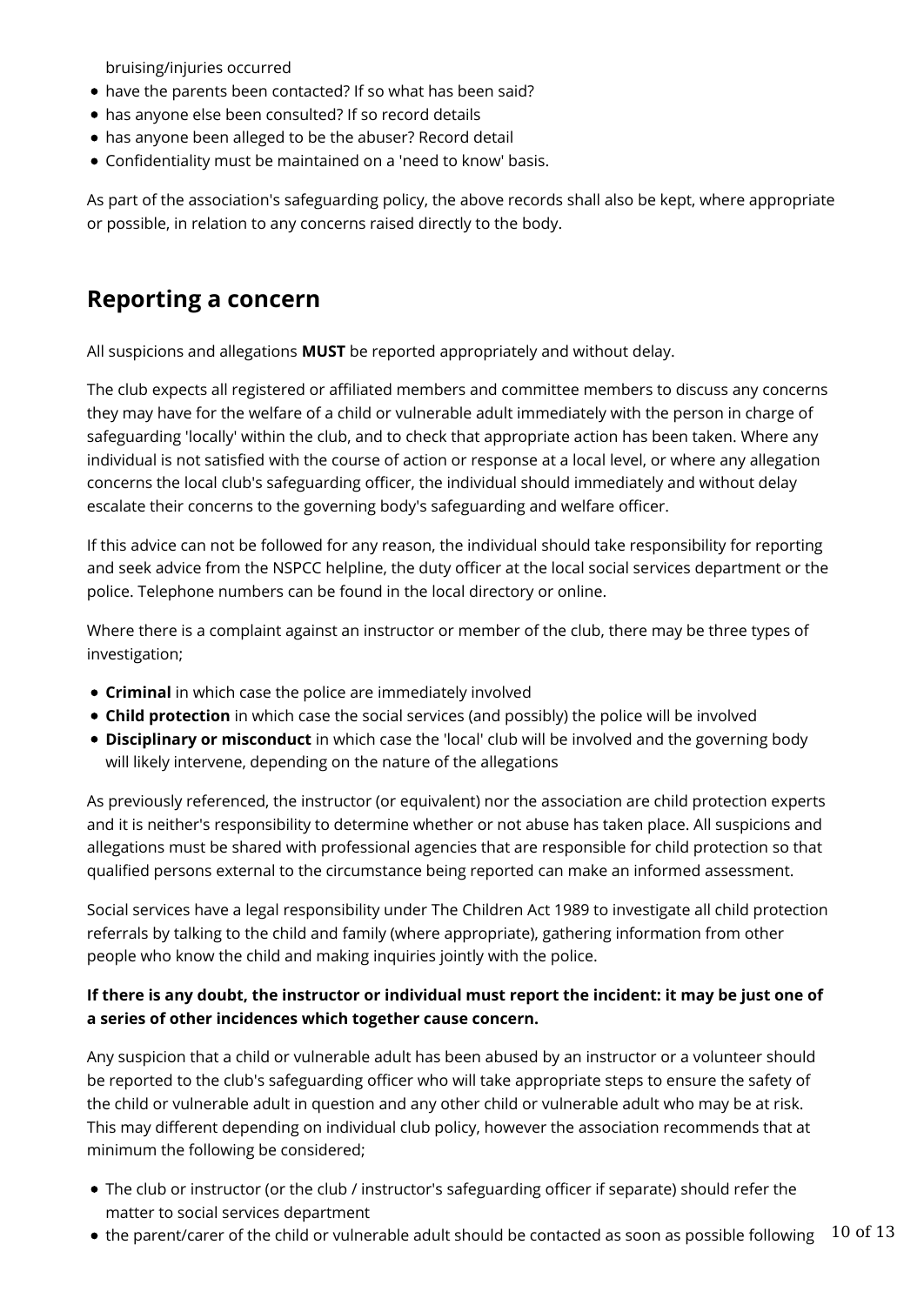bruising/injuries occurred

- have the parents been contacted? If so what has been said?
- has anyone else been consulted? If so record details
- has anyone been alleged to be the abuser? Record detail
- Confidentiality must be maintained on a 'need to know' basis.

As part of the association's safeguarding policy, the above records shall also be kept, where appropriate or possible, in relation to any concerns raised directly to the body.

## Reporting a concern

All suspicions and allegations **MUST** be reported appropriately and without delay.

The club expects all registered or affiliated members and committee members to discuss any concerns they may have for the welfare of a child or vulnerable adult immediately with the person in charge of safeguarding 'locally' within the club, and to check that appropriate action has been taken. Where any individual is not satisfied with the course of action or response at a local level, or where any allegation concerns the local club's safeguarding officer, the individual should immediately and without delay escalate their concerns to the governing body's safeguarding and welfare officer.

If this advice can not be followed for any reason, the individual should take responsibility for reporting and seek advice from the NSPCC helpline, the duty officer at the local social services department or the police. Telephone numbers can be found in the local directory or online.

Where there is a complaint against an instructor or member of the club, there may be three types of investigation;

- **Criminal** in which case the police are immediately involved
- **Child protection** in which case the social services (and possibly) the police will be involved
- **Disciplinary or misconduct** in which case the 'local' club will be involved and the governing body will likely intervene, depending on the nature of the allegations

As previously referenced, the instructor (or equivalent) nor the association are child protection experts and it is neither's responsibility to determine whether or not abuse has taken place. All suspicions and allegations must be shared with professional agencies that are responsible for child protection so that qualified persons external to the circumstance being reported can make an informed assessment.

Social services have a legal responsibility under The Children Act 1989 to investigate all child protection referrals by talking to the child and family (where appropriate), gathering information from other people who know the child and making inquiries jointly with the police.

**If there is any doubt, the instructor or individual must report the incident: it may be just one of a series of other incidences which together cause concern.**

Any suspicion that a child or vulnerable adult has been abused by an instructor or a volunteer should be reported to the club's safeguarding officer who will take appropriate steps to ensure the safety of the child or vulnerable adult in question and any other child or vulnerable adult who may be at risk. This may different depending on individual club policy, however the association recommends that at minimum the following be considered;

- The club or instructor (or the club / instructor's safeguarding officer if separate) should refer the matter to social services department
- the parent/carer of the child or vulnerable adult should be contacted as soon as possible following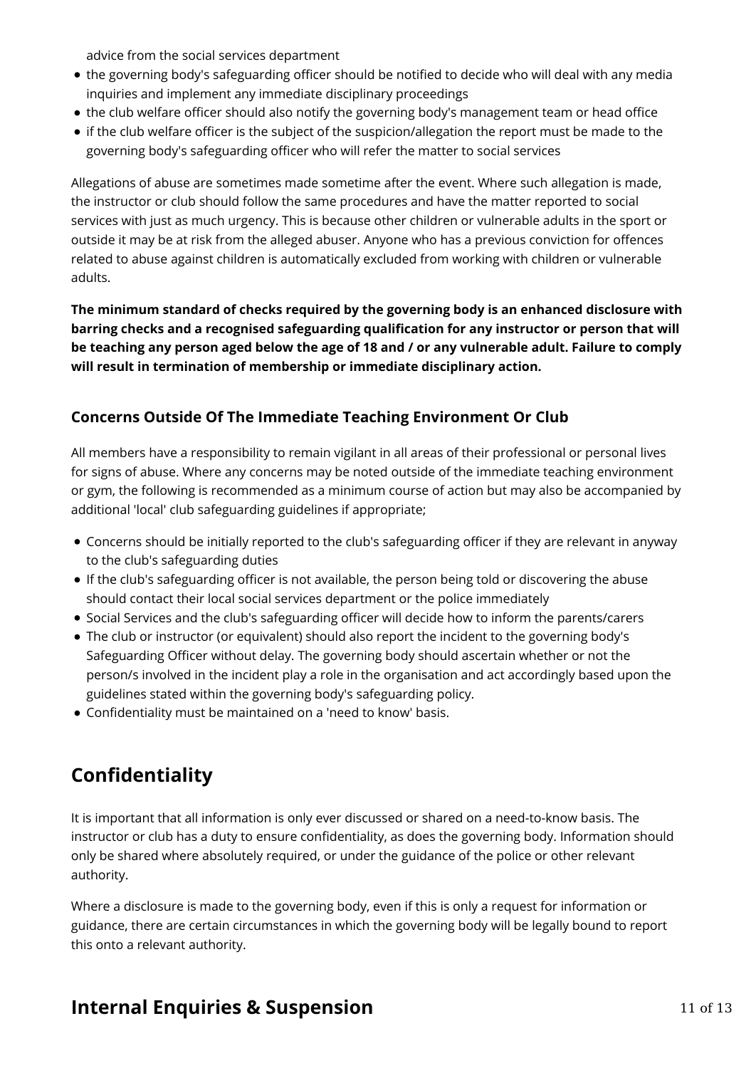advice from the social services department

- the governing body's safeguarding officer should be notified to decide who will deal with any media inquiries and implement any immediate disciplinary proceedings
- the club welfare officer should also notify the governing body's management team or head office
- if the club welfare officer is the subject of the suspicion/allegation the report must be made to the governing body's safeguarding officer who will refer the matter to social services

Allegations of abuse are sometimes made sometime after the event. Where such allegation is made, the instructor or club should follow the same procedures and have the matter reported to social services with just as much urgency. This is because other children or vulnerable adults in the sport or outside it may be at risk from the alleged abuser. Anyone who has a previous conviction for offences related to abuse against children is automatically excluded from working with children or vulnerable adults.

**The minimum standard of checks required by the governing body is an enhanced disclosure with barring checks and a recognised safeguarding qualification for any instructor or person that will be teaching any person aged below the age of 18 and / or any vulnerable adult. Failure to comply will result in termination of membership or immediate disciplinary action.**

### Concerns Outside Of The Immediate Teaching Environment Or Club

All members have a responsibility to remain vigilant in all areas of their professional or personal lives for signs of abuse. Where any concerns may be noted outside of the immediate teaching environment or gym, the following is recommended as a minimum course of action but may also be accompanied by additional 'local' club safeguarding guidelines if appropriate;

- Concerns should be initially reported to the club's safeguarding officer if they are relevant in anyway to the club's safeguarding duties
- If the club's safeguarding officer is not available, the person being told or discovering the abuse should contact their local social services department or the police immediately
- Social Services and the club's safeguarding officer will decide how to inform the parents/carers
- The club or instructor (or equivalent) should also report the incident to the governing body's Safeguarding Officer without delay. The governing body should ascertain whether or not the person/s involved in the incident play a role in the organisation and act accordingly based upon the guidelines stated within the governing body's safeguarding policy.
- Confidentiality must be maintained on a 'need to know' basis.

## Confidentiality

It is important that all information is only ever discussed or shared on a need-to-know basis. The instructor or club has a duty to ensure confidentiality, as does the governing body. Information should only be shared where absolutely required, or under the guidance of the police or other relevant authority.

Where a disclosure is made to the governing body, even if this is only a request for information or guidance, there are certain circumstances in which the governing body will be legally bound to report this onto a relevant authority.

## Internal Enquiries & Suspension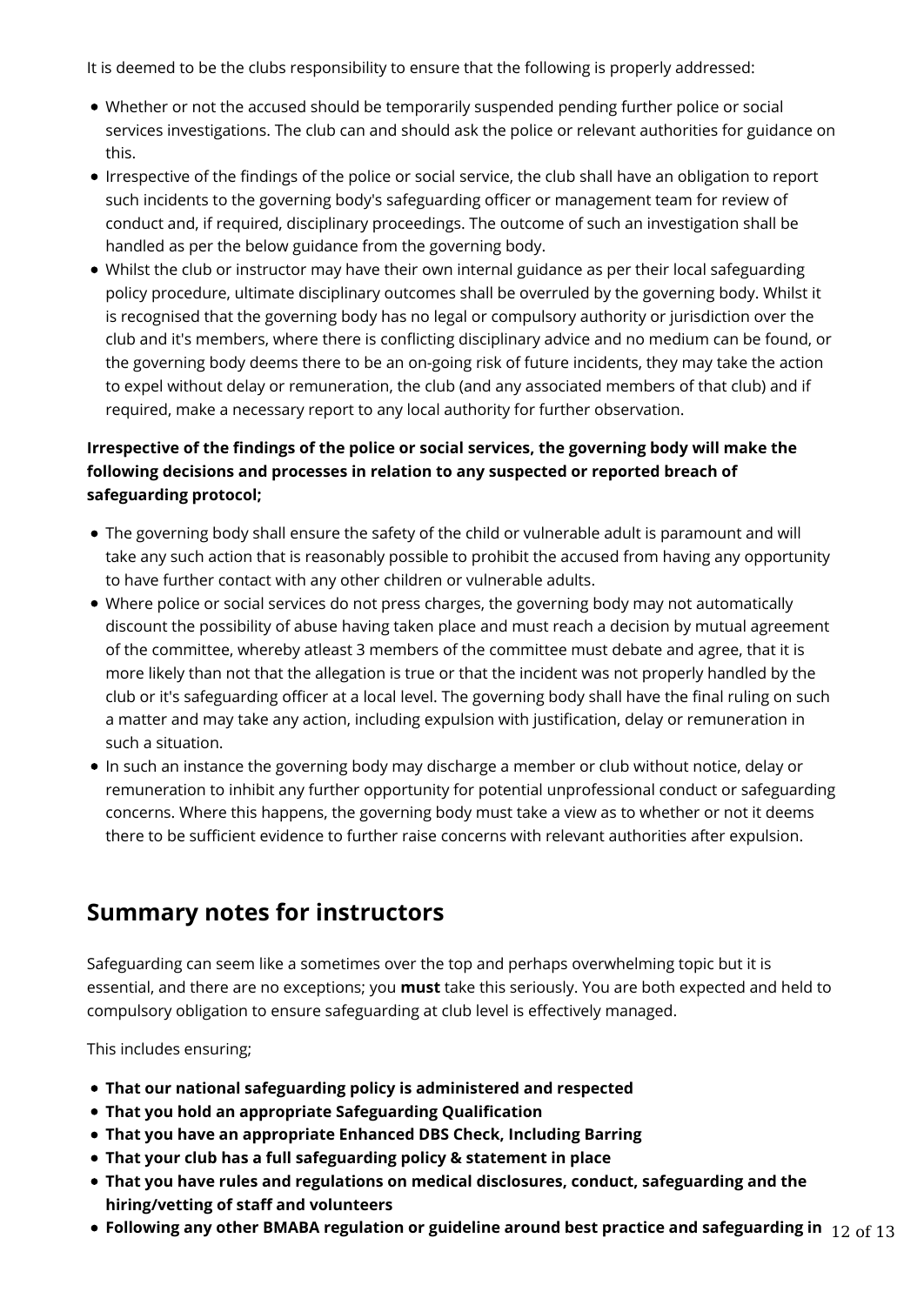It is deemed to be the clubs responsibility to ensure that the following is properly addressed:

- Whether or not the accused should be temporarily suspended pending further police or social services investigations. The club can and should ask the police or relevant authorities for guidance on this.
- Irrespective of the findings of the police or social service, the club shall have an obligation to report such incidents to the governing body's safeguarding officer or management team for review of conduct and, if required, disciplinary proceedings. The outcome of such an investigation shall be handled as per the below guidance from the governing body.
- Whilst the club or instructor may have their own internal guidance as per their local safeguarding policy procedure, ultimate disciplinary outcomes shall be overruled by the governing body. Whilst it is recognised that the governing body has no legal or compulsory authority or jurisdiction over the club and it's members, where there is conflicting disciplinary advice and no medium can be found, or the governing body deems there to be an on-going risk of future incidents, they may take the action to expel without delay or remuneration, the club (and any associated members of that club) and if required, make a necessary report to any local authority for further observation.

**Irrespective of the findings of the police or social services, the governing body will make the following decisions and processes in relation to any suspected or reported breach of safeguarding protocol;**

- The governing body shall ensure the safety of the child or vulnerable adult is paramount and will take any such action that is reasonably possible to prohibit the accused from having any opportunity to have further contact with any other children or vulnerable adults.
- Where police or social services do not press charges, the governing body may not automatically discount the possibility of abuse having taken place and must reach a decision by mutual agreement of the committee, whereby atleast 3 members of the committee must debate and agree, that it is more likely than not that the allegation is true or that the incident was not properly handled by the club or it's safeguarding officer at a local level. The governing body shall have the final ruling on such a matter and may take any action, including expulsion with justification, delay or remuneration in such a situation.
- In such an instance the governing body may discharge a member or club without notice, delay or remuneration to inhibit any further opportunity for potential unprofessional conduct or safeguarding concerns. Where this happens, the governing body must take a view as to whether or not it deems there to be sufficient evidence to further raise concerns with relevant authorities after expulsion.

## Summary notes for instructors

Safeguarding can seem like a sometimes over the top and perhaps overwhelming topic but it is essential, and there are no exceptions; you **must** take this seriously. You are both expected and held to compulsory obligation to ensure safeguarding at club level is effectively managed.

This includes ensuring;

- **That our national safeguarding policy is administered and respected**
- **That you hold an appropriate Safeguarding Qualification**
- **That you have an appropriate Enhanced DBS Check, Including Barring**
- **That your club has a full safeguarding policy & statement in place**
- **That you have rules and regulations on medical disclosures, conduct, safeguarding and the hiring/vetting of staff and volunteers**
- **Following any other BMABA regulation or guideline around best practice and safeguarding in**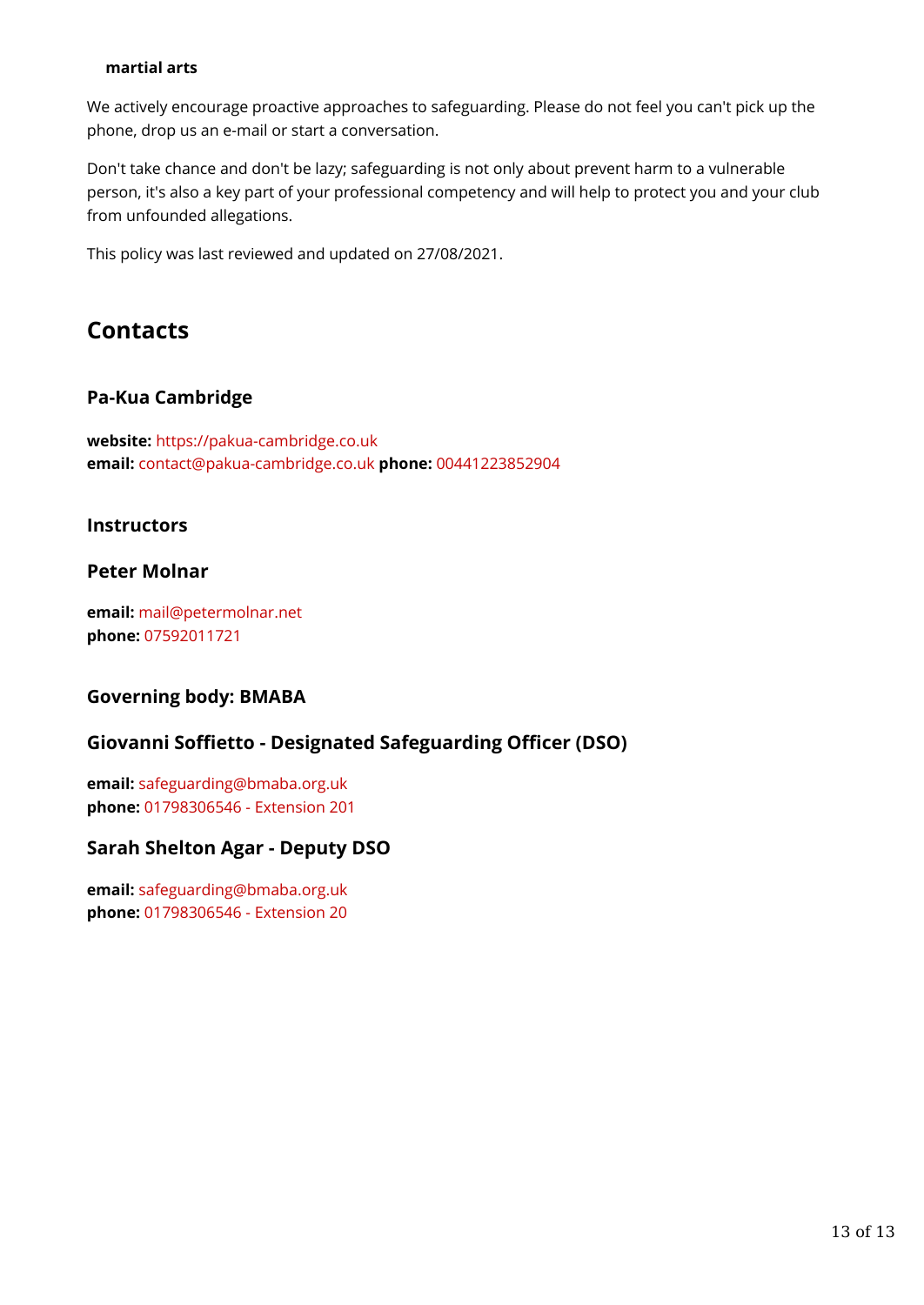**martial arts**

We actively encourage proactive approaches to safeguarding. Please do not feel you can't pick up the phone, drop us an e-mail or start a conversation.

Don't take chance and don't be lazy; safeguarding is not only about prevent harm to a vulnerable person, it's also a key part of your professional competency and will help to protect you and your club from unfounded allegations.

This policy was last reviewed and updated on 27/08/2021.

## Contacts

### Pa-Kua Cambridge

**website:** https://pakua-cambridge.co.uk
**email:** contact@pakua-cambridge.co.uk **phone:** 00441223852904

### Instructors

### Peter Molnar

**email:** mail@petermolnar.net
**phone:** 07592011721

### Governing body: BMABA

### Giovanni Soffietto - Designated Safeguarding Officer (DSO)

**email:** safeguarding@bmaba.org.uk
**phone:** 01798306546 - Extension 201

### Sarah Shelton Agar - Deputy DSO

**email:** safeguarding@bmaba.org.uk
**phone:** 01798306546 - Extension 20